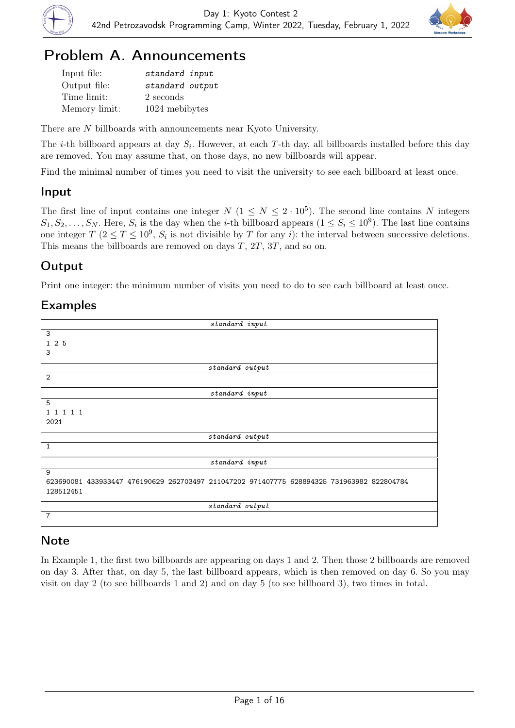# Problem A. Announcements

| | |
|---|---|
| Input file: | *standard input* |
| Output file: | *standard output* |
| Time limit: | 2 seconds |
| Memory limit: | 1024 mebibytes |

There are $N$ billboards with announcements near Kyoto University.

The $i$-th billboard appears at day $S_i$. However, at each $T$-th day, all billboards installed before this day are removed. You may assume that, on those days, no new billboards will appear.

Find the minimal number of times you need to visit the university to see each billboard at least once.

## Input

The first line of input contains one integer $N$ ($1 \le N \le 2 \cdot 10^5$). The second line contains $N$ integers $S_1, S_2, \ldots, S_N$. Here, $S_i$ is the day when the $i$-th billboard appears ($1 \le S_i \le 10^9$). The last line contains one integer $T$ ($2 \le T \le 10^9$, $S_i$ is not divisible by $T$ for any $i$): the interval between successive deletions. This means the billboards are removed on days $T$, $2T$, $3T$, and so on.

## Output

Print one integer: the minimum number of visits you need to do to see each billboard at least once.

## Examples

| standard input |
|---|
| 3<br>1 2 5<br>3 |
| **standard output** |
| 2 |

| standard input |
|---|
| 5<br>1 1 1 1 1<br>2021 |
| **standard output** |
| 1 |

| standard input |
|---|
| 9<br>623690081 433933447 476190629 262703497 211047202 971407775 628894325 731963982 822804784<br>128512451 |
| **standard output** |
| 7 |

## Note

In Example 1, the first two billboards are appearing on days 1 and 2. Then those 2 billboards are removed on day 3. After that, on day 5, the last billboard appears, which is then removed on day 6. So you may visit on day 2 (to see billboards 1 and 2) and on day 5 (to see billboard 3), two times in total.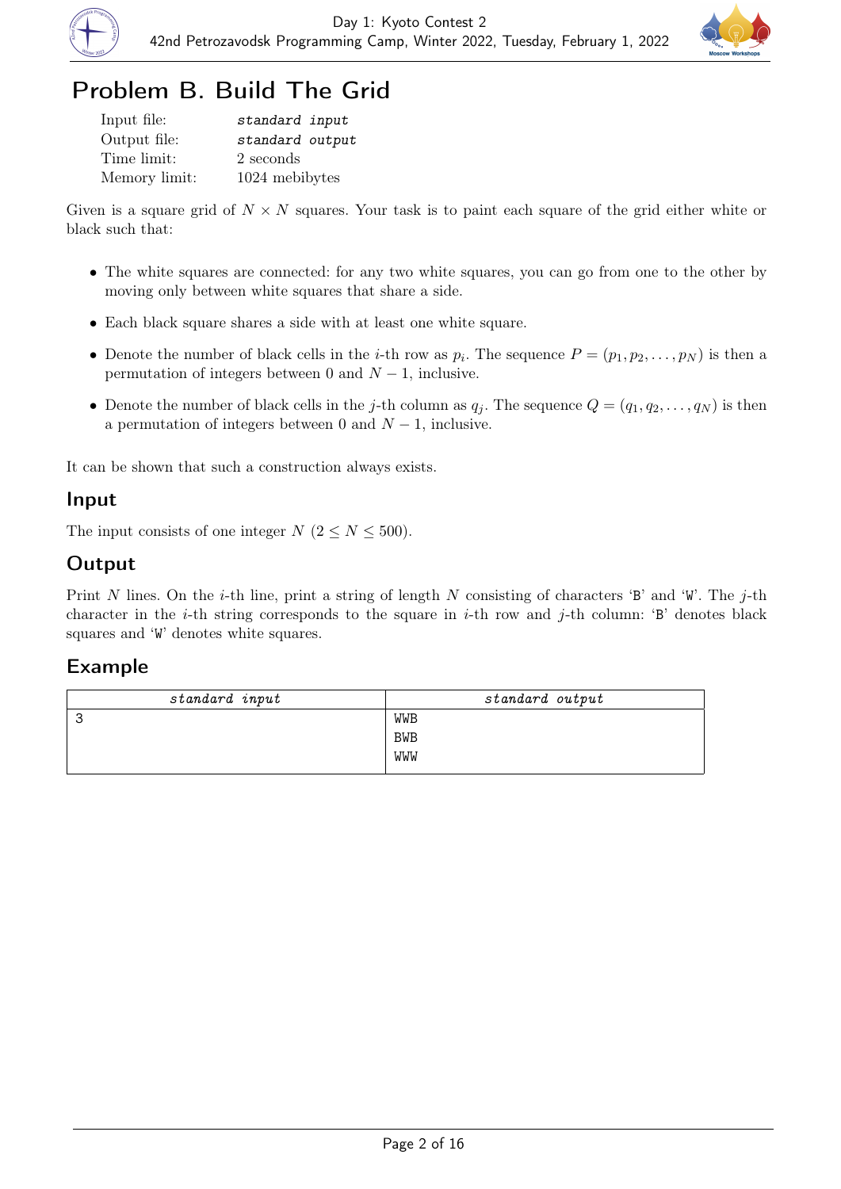# Problem B. Build The Grid

| | |
|---|---|
| Input file: | *standard input* |
| Output file: | *standard output* |
| Time limit: | 2 seconds |
| Memory limit: | 1024 mebibytes |

Given is a square grid of $N \times N$ squares. Your task is to paint each square of the grid either white or black such that:

- The white squares are connected: for any two white squares, you can go from one to the other by moving only between white squares that share a side.
- Each black square shares a side with at least one white square.
- Denote the number of black cells in the $i$-th row as $p_i$. The sequence $P = (p_1, p_2, \ldots, p_N)$ is then a permutation of integers between 0 and $N-1$, inclusive.
- Denote the number of black cells in the $j$-th column as $q_j$. The sequence $Q = (q_1, q_2, \ldots, q_N)$ is then a permutation of integers between 0 and $N-1$, inclusive.

It can be shown that such a construction always exists.

## Input

The input consists of one integer $N$ ($2 \le N \le 500$).

## Output

Print $N$ lines. On the $i$-th line, print a string of length $N$ consisting of characters 'B' and 'W'. The $j$-th character in the $i$-th string corresponds to the square in $i$-th row and $j$-th column: 'B' denotes black squares and 'W' denotes white squares.

## Example

| standard input | standard output |
|---|---|
| 3 | WWB<br>BWB<br>WWW |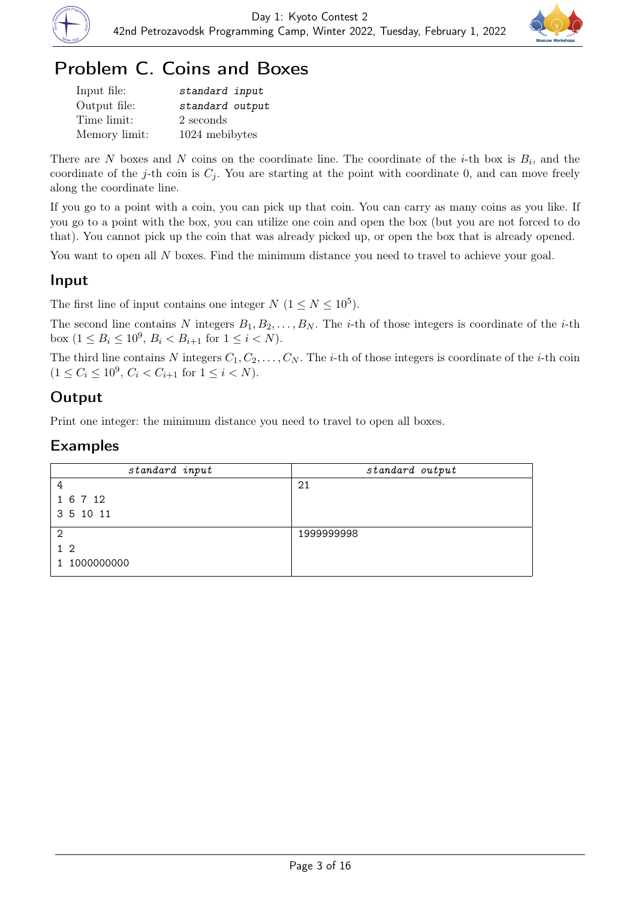# Problem C. Coins and Boxes

| | |
|---|---|
| Input file: | *standard input* |
| Output file: | *standard output* |
| Time limit: | 2 seconds |
| Memory limit: | 1024 mebibytes |

There are $N$ boxes and $N$ coins on the coordinate line. The coordinate of the $i$-th box is $B_i$, and the coordinate of the $j$-th coin is $C_j$. You are starting at the point with coordinate 0, and can move freely along the coordinate line.

If you go to a point with a coin, you can pick up that coin. You can carry as many coins as you like. If you go to a point with the box, you can utilize one coin and open the box (but you are not forced to do that). You cannot pick up the coin that was already picked up, or open the box that is already opened.

You want to open all $N$ boxes. Find the minimum distance you need to travel to achieve your goal.

## Input

The first line of input contains one integer $N$ ($1 \le N \le 10^5$).

The second line contains $N$ integers $B_1, B_2, \ldots, B_N$. The $i$-th of those integers is coordinate of the $i$-th box ($1 \le B_i \le 10^9$, $B_i < B_{i+1}$ for $1 \le i < N$).

The third line contains $N$ integers $C_1, C_2, \ldots, C_N$. The $i$-th of those integers is coordinate of the $i$-th coin ($1 \le C_i \le 10^9$, $C_i < C_{i+1}$ for $1 \le i < N$).

## Output

Print one integer: the minimum distance you need to travel to open all boxes.

## Examples

| *standard input* | *standard output* |
|---|---|
| 4<br>1 6 7 12<br>3 5 10 11 | 21 |
| 2<br>1 2<br>1 1000000000 | 1999999998 |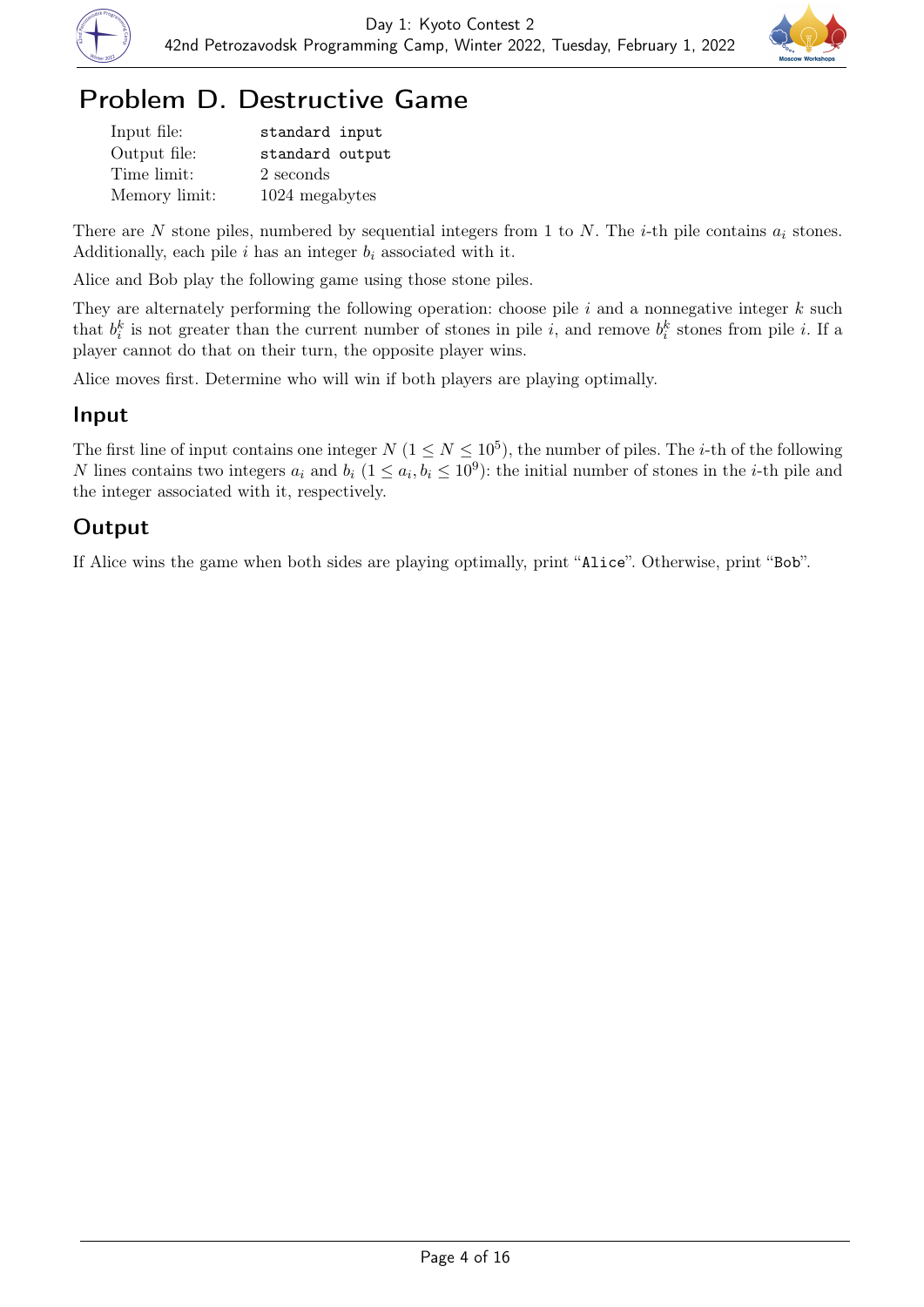# Problem D. Destructive Game

| | |
|---|---|
| Input file: | `standard input` |
| Output file: | `standard output` |
| Time limit: | 2 seconds |
| Memory limit: | 1024 megabytes |

There are $N$ stone piles, numbered by sequential integers from 1 to $N$. The $i$-th pile contains $a_i$ stones. Additionally, each pile $i$ has an integer $b_i$ associated with it.

Alice and Bob play the following game using those stone piles.

They are alternately performing the following operation: choose pile $i$ and a nonnegative integer $k$ such that $b_i^k$ is not greater than the current number of stones in pile $i$, and remove $b_i^k$ stones from pile $i$. If a player cannot do that on their turn, the opposite player wins.

Alice moves first. Determine who will win if both players are playing optimally.

## Input

The first line of input contains one integer $N$ ($1 \le N \le 10^5$), the number of piles. The $i$-th of the following $N$ lines contains two integers $a_i$ and $b_i$ ($1 \le a_i, b_i \le 10^9$): the initial number of stones in the $i$-th pile and the integer associated with it, respectively.

## Output

If Alice wins the game when both sides are playing optimally, print "`Alice`". Otherwise, print "`Bob`".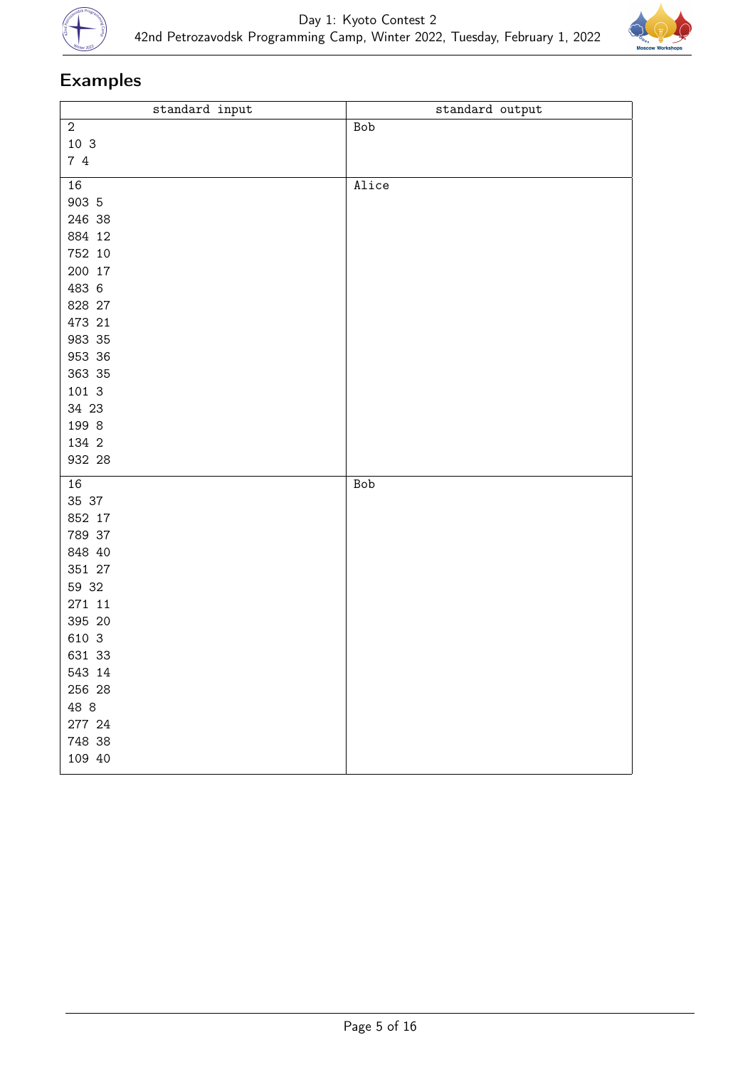## Examples

| standard input | standard output |
|---|---|
| 2<br>10 3<br>7 4 | Bob |
| 16<br>903 5<br>246 38<br>884 12<br>752 10<br>200 17<br>483 6<br>828 27<br>473 21<br>983 35<br>953 36<br>363 35<br>101 3<br>34 23<br>199 8<br>134 2<br>932 28 | Alice |
| 16<br>35 37<br>852 17<br>789 37<br>848 40<br>351 27<br>59 32<br>271 11<br>395 20<br>610 3<br>631 33<br>543 14<br>256 28<br>48 8<br>277 24<br>748 38<br>109 40 | Bob |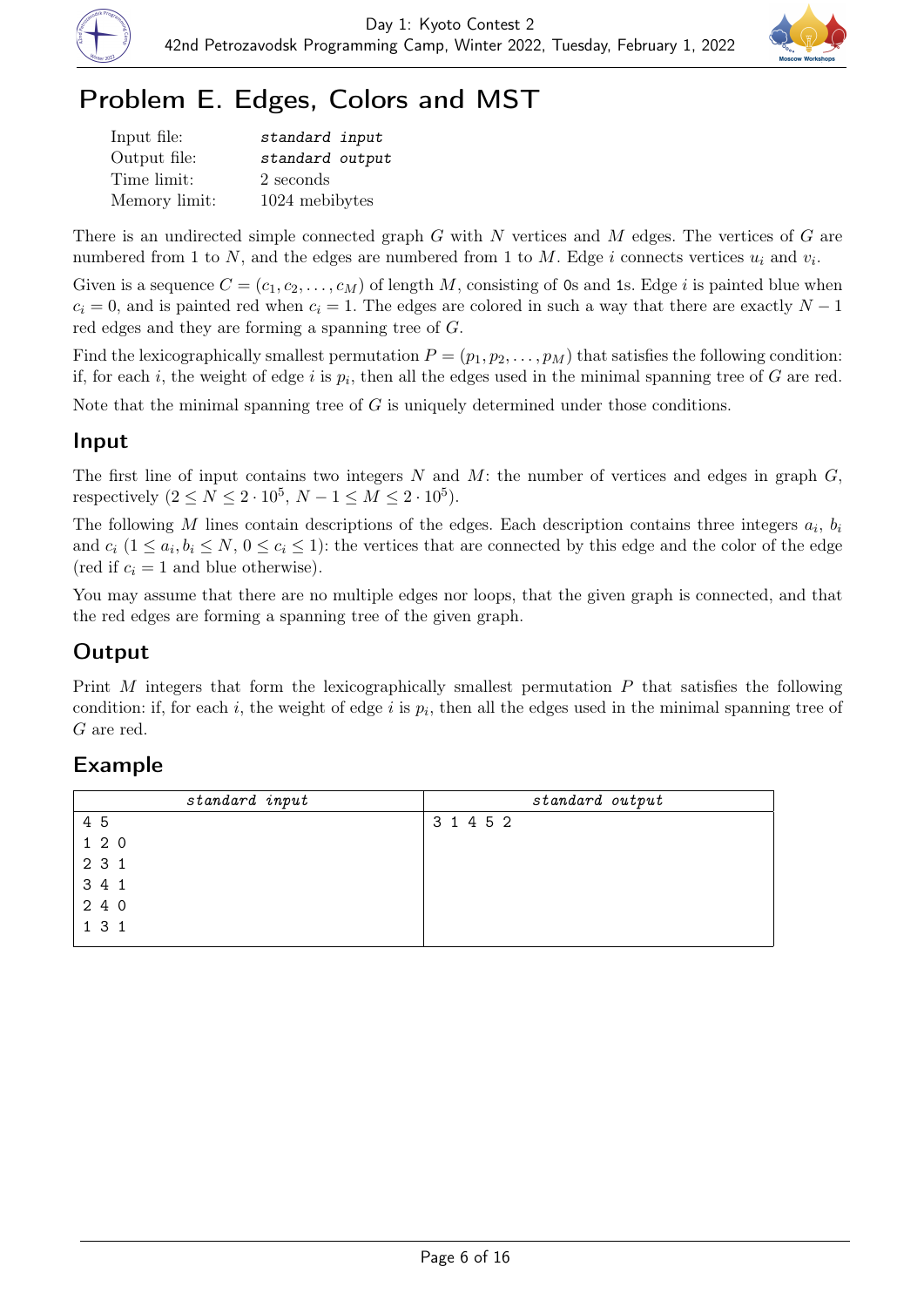# Problem E. Edges, Colors and MST

| | |
|---|---|
| Input file: | *standard input* |
| Output file: | *standard output* |
| Time limit: | 2 seconds |
| Memory limit: | 1024 mebibytes |

There is an undirected simple connected graph $G$ with $N$ vertices and $M$ edges. The vertices of $G$ are numbered from 1 to $N$, and the edges are numbered from 1 to $M$. Edge $i$ connects vertices $u_i$ and $v_i$.

Given is a sequence $C = (c_1, c_2, \ldots, c_M)$ of length $M$, consisting of 0s and 1s. Edge $i$ is painted blue when $c_i = 0$, and is painted red when $c_i = 1$. The edges are colored in such a way that there are exactly $N - 1$ red edges and they are forming a spanning tree of $G$.

Find the lexicographically smallest permutation $P = (p_1, p_2, \ldots, p_M)$ that satisfies the following condition: if, for each $i$, the weight of edge $i$ is $p_i$, then all the edges used in the minimal spanning tree of $G$ are red.

Note that the minimal spanning tree of $G$ is uniquely determined under those conditions.

## Input

The first line of input contains two integers $N$ and $M$: the number of vertices and edges in graph $G$, respectively ($2 \le N \le 2 \cdot 10^5$, $N - 1 \le M \le 2 \cdot 10^5$).

The following $M$ lines contain descriptions of the edges. Each description contains three integers $a_i$, $b_i$ and $c_i$ ($1 \le a_i, b_i \le N$, $0 \le c_i \le 1$): the vertices that are connected by this edge and the color of the edge (red if $c_i = 1$ and blue otherwise).

You may assume that there are no multiple edges nor loops, that the given graph is connected, and that the red edges are forming a spanning tree of the given graph.

## Output

Print $M$ integers that form the lexicographically smallest permutation $P$ that satisfies the following condition: if, for each $i$, the weight of edge $i$ is $p_i$, then all the edges used in the minimal spanning tree of $G$ are red.

## Example

| standard input | standard output |
|---|---|
| 4 5<br>1 2 0<br>2 3 1<br>3 4 1<br>2 4 0<br>1 3 1 | 3 1 4 5 2 |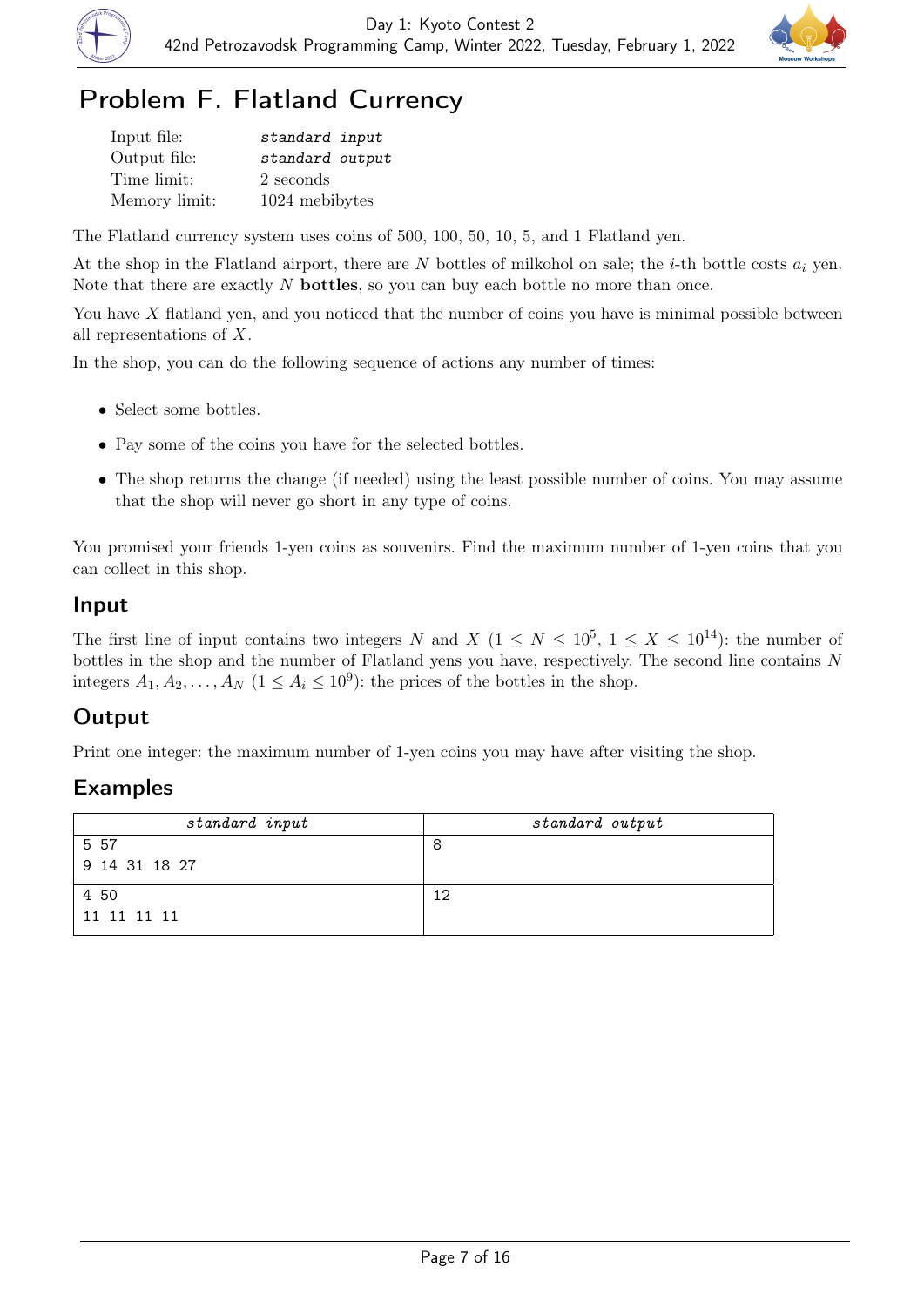# Problem F. Flatland Currency

| | |
|---|---|
| Input file: | *standard input* |
| Output file: | *standard output* |
| Time limit: | 2 seconds |
| Memory limit: | 1024 mebibytes |

The Flatland currency system uses coins of 500, 100, 50, 10, 5, and 1 Flatland yen.

At the shop in the Flatland airport, there are $N$ bottles of milkohol on sale; the $i$-th bottle costs $a_i$ yen. Note that there are exactly $N$ **bottles**, so you can buy each bottle no more than once.

You have $X$ flatland yen, and you noticed that the number of coins you have is minimal possible between all representations of $X$.

In the shop, you can do the following sequence of actions any number of times:

- Select some bottles.
- Pay some of the coins you have for the selected bottles.
- The shop returns the change (if needed) using the least possible number of coins. You may assume that the shop will never go short in any type of coins.

You promised your friends 1-yen coins as souvenirs. Find the maximum number of 1-yen coins that you can collect in this shop.

## Input

The first line of input contains two integers $N$ and $X$ ($1 \le N \le 10^5$, $1 \le X \le 10^{14}$): the number of bottles in the shop and the number of Flatland yens you have, respectively. The second line contains $N$ integers $A_1, A_2, \ldots, A_N$ ($1 \le A_i \le 10^9$): the prices of the bottles in the shop.

## Output

Print one integer: the maximum number of 1-yen coins you may have after visiting the shop.

## Examples

| standard input | standard output |
|---|---|
| 5 57<br>9 14 31 18 27 | 8 |
| 4 50<br>11 11 11 11 | 12 |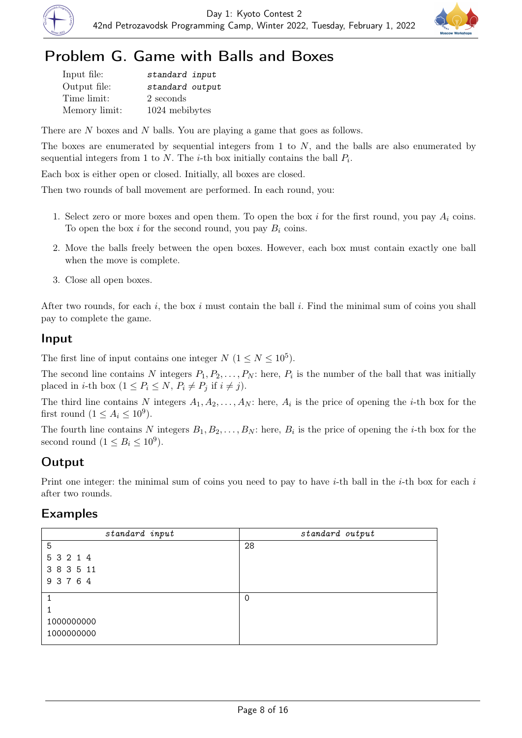# Problem G. Game with Balls and Boxes

| | |
|---|---|
| Input file: | *standard input* |
| Output file: | *standard output* |
| Time limit: | 2 seconds |
| Memory limit: | 1024 mebibytes |

There are $N$ boxes and $N$ balls. You are playing a game that goes as follows.

The boxes are enumerated by sequential integers from 1 to $N$, and the balls are also enumerated by sequential integers from 1 to $N$. The $i$-th box initially contains the ball $P_i$.

Each box is either open or closed. Initially, all boxes are closed.

Then two rounds of ball movement are performed. In each round, you:

1. Select zero or more boxes and open them. To open the box $i$ for the first round, you pay $A_i$ coins. To open the box $i$ for the second round, you pay $B_i$ coins.
2. Move the balls freely between the open boxes. However, each box must contain exactly one ball when the move is complete.
3. Close all open boxes.

After two rounds, for each $i$, the box $i$ must contain the ball $i$. Find the minimal sum of coins you shall pay to complete the game.

## Input

The first line of input contains one integer $N$ ($1 \le N \le 10^5$).

The second line contains $N$ integers $P_1, P_2, \ldots, P_N$: here, $P_i$ is the number of the ball that was initially placed in $i$-th box ($1 \le P_i \le N$, $P_i \ne P_j$ if $i \ne j$).

The third line contains $N$ integers $A_1, A_2, \ldots, A_N$: here, $A_i$ is the price of opening the $i$-th box for the first round ($1 \le A_i \le 10^9$).

The fourth line contains $N$ integers $B_1, B_2, \ldots, B_N$: here, $B_i$ is the price of opening the $i$-th box for the second round ($1 \le B_i \le 10^9$).

## Output

Print one integer: the minimal sum of coins you need to pay to have $i$-th ball in the $i$-th box for each $i$ after two rounds.

## Examples

| standard input | standard output |
|---|---|
| 5<br>5 3 2 1 4<br>3 8 3 5 11<br>9 3 7 6 4 | 28 |
| 1<br>1<br>1000000000<br>1000000000 | 0 |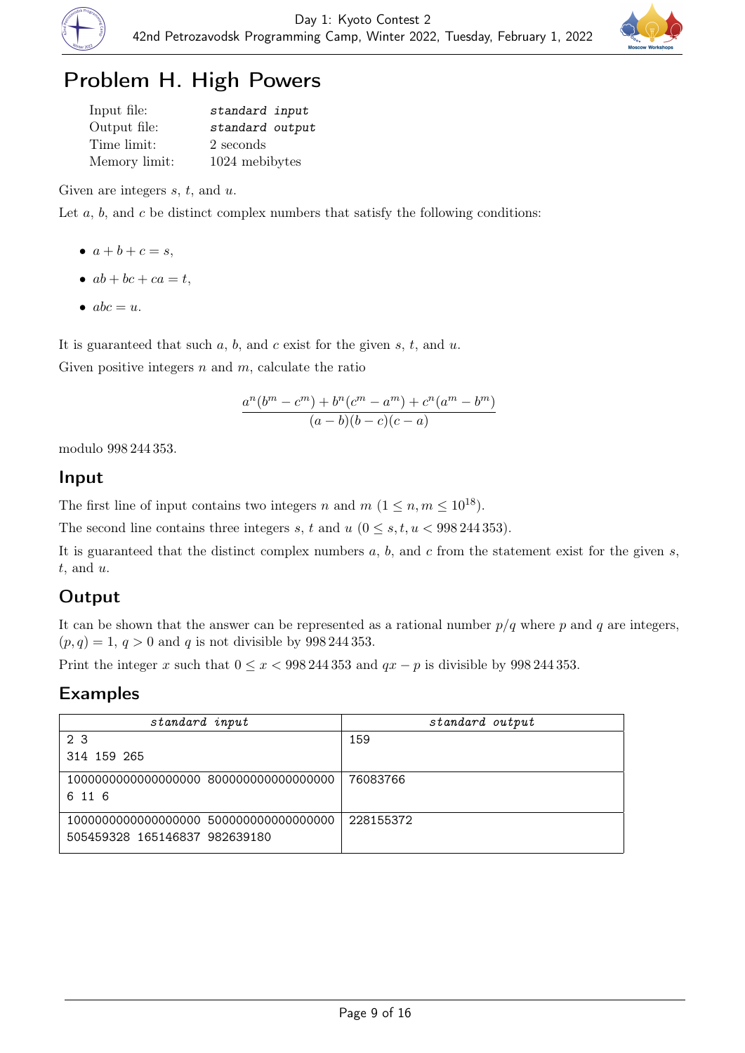# Problem H. High Powers

| | |
|---|---|
| Input file: | *standard input* |
| Output file: | *standard output* |
| Time limit: | 2 seconds |
| Memory limit: | 1024 mebibytes |

Given are integers $s$, $t$, and $u$.

Let $a$, $b$, and $c$ be distinct complex numbers that satisfy the following conditions:

- $a + b + c = s$,
- $ab + bc + ca = t$,
- $abc = u$.

It is guaranteed that such $a$, $b$, and $c$ exist for the given $s$, $t$, and $u$.

Given positive integers $n$ and $m$, calculate the ratio

$$\frac{a^n(b^m - c^m) + b^n(c^m - a^m) + c^n(a^m - b^m)}{(a-b)(b-c)(c-a)}$$

modulo 998 244 353.

## Input

The first line of input contains two integers $n$ and $m$ ($1 \le n, m \le 10^{18}$).

The second line contains three integers $s$, $t$ and $u$ ($0 \le s, t, u < 998\,244\,353$).

It is guaranteed that the distinct complex numbers $a$, $b$, and $c$ from the statement exist for the given $s$, $t$, and $u$.

## Output

It can be shown that the answer can be represented as a rational number $p/q$ where $p$ and $q$ are integers, $(p, q) = 1$, $q > 0$ and $q$ is not divisible by 998 244 353.

Print the integer $x$ such that $0 \le x < 998\,244\,353$ and $qx - p$ is divisible by 998 244 353.

## Examples

| standard input | standard output |
|---|---|
| 2 3<br>314 159 265 | 159 |
| 1000000000000000000 800000000000000000<br>6 11 6 | 76083766 |
| 1000000000000000000 500000000000000000<br>505459328 165146837 982639180 | 228155372 |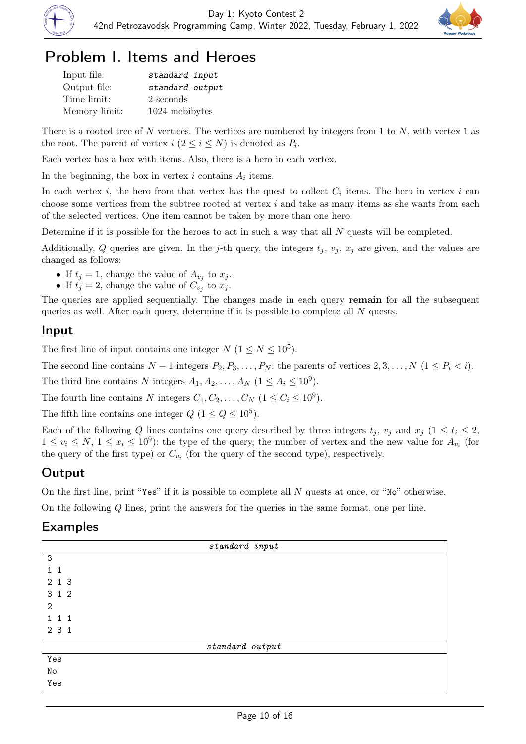# Problem I. Items and Heroes

| | |
|---|---|
| Input file: | *standard input* |
| Output file: | *standard output* |
| Time limit: | 2 seconds |
| Memory limit: | 1024 mebibytes |

There is a rooted tree of $N$ vertices. The vertices are numbered by integers from 1 to $N$, with vertex 1 as the root. The parent of vertex $i$ ($2 \le i \le N$) is denoted as $P_i$.

Each vertex has a box with items. Also, there is a hero in each vertex.

In the beginning, the box in vertex $i$ contains $A_i$ items.

In each vertex $i$, the hero from that vertex has the quest to collect $C_i$ items. The hero in vertex $i$ can choose some vertices from the subtree rooted at vertex $i$ and take as many items as she wants from each of the selected vertices. One item cannot be taken by more than one hero.

Determine if it is possible for the heroes to act in such a way that all $N$ quests will be completed.

Additionally, $Q$ queries are given. In the $j$-th query, the integers $t_j$, $v_j$, $x_j$ are given, and the values are changed as follows:

- If $t_j = 1$, change the value of $A_{v_j}$ to $x_j$.
- If $t_j = 2$, change the value of $C_{v_j}$ to $x_j$.

The queries are applied sequentially. The changes made in each query **remain** for all the subsequent queries as well. After each query, determine if it is possible to complete all $N$ quests.

## Input

The first line of input contains one integer $N$ ($1 \le N \le 10^5$).

The second line contains $N-1$ integers $P_2, P_3, \ldots, P_N$: the parents of vertices $2, 3, \ldots, N$ ($1 \le P_i < i$).

The third line contains $N$ integers $A_1, A_2, \ldots, A_N$ ($1 \le A_i \le 10^9$).

The fourth line contains $N$ integers $C_1, C_2, \ldots, C_N$ ($1 \le C_i \le 10^9$).

The fifth line contains one integer $Q$ ($1 \le Q \le 10^5$).

Each of the following $Q$ lines contains one query described by three integers $t_j$, $v_j$ and $x_j$ ($1 \le t_i \le 2$, $1 \le v_i \le N$, $1 \le x_i \le 10^9$): the type of the query, the number of vertex and the new value for $A_{v_i}$ (for the query of the first type) or $C_{v_i}$ (for the query of the second type), respectively.

## Output

On the first line, print "Yes" if it is possible to complete all $N$ quests at once, or "No" otherwise.

On the following $Q$ lines, print the answers for the queries in the same format, one per line.

## Examples

| standard input | standard output |
|---|---|
| 3<br>1 1<br>2 1 3<br>3 1 2<br>2<br>1 1 1<br>2 3 1 | Yes<br>No<br>Yes |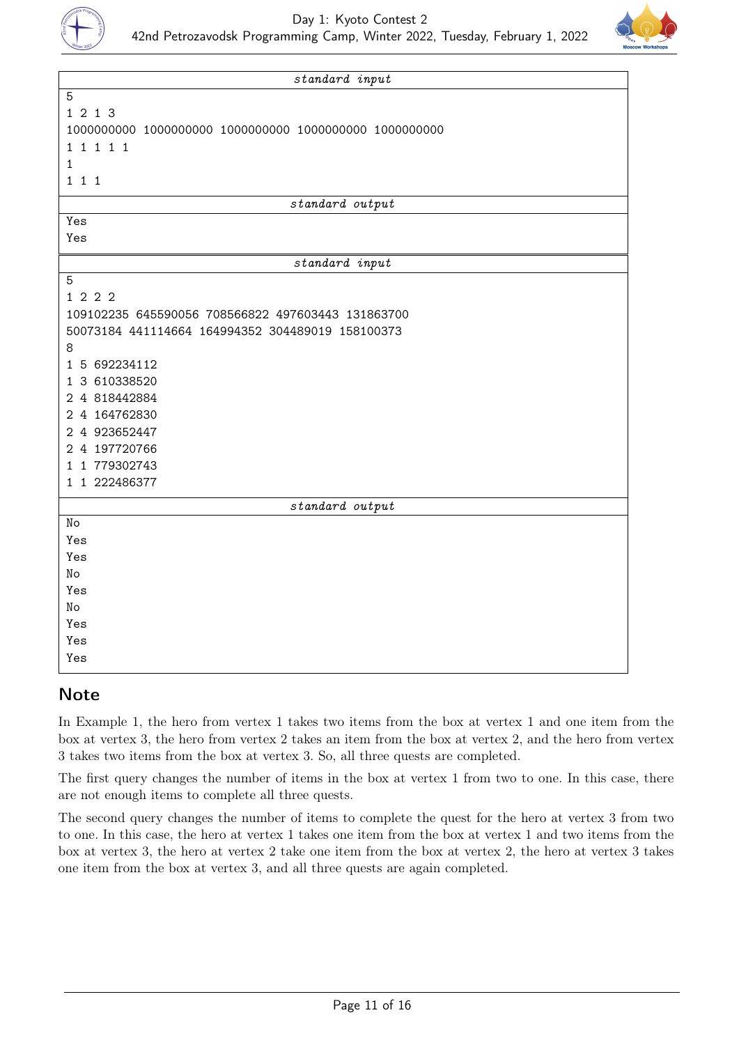| standard input |
|---|
| 5<br>1 2 1 3<br>1000000000 1000000000 1000000000 1000000000 1000000000<br>1 1 1 1 1<br>1<br>1 1 1 |

| standard output |
|---|
| Yes<br>Yes |

| standard input |
|---|
| 5<br>1 2 2 2<br>109102235 645590056 708566822 497603443 131863700<br>50073184 441114664 164994352 304489019 158100373<br>8<br>1 5 692234112<br>1 3 610338520<br>2 4 818442884<br>2 4 164762830<br>2 4 923652447<br>2 4 197720766<br>1 1 779302743<br>1 1 222486377 |

| standard output |
|---|
| No<br>Yes<br>Yes<br>No<br>Yes<br>No<br>Yes<br>Yes<br>Yes |

## Note

In Example 1, the hero from vertex 1 takes two items from the box at vertex 1 and one item from the box at vertex 3, the hero from vertex 2 takes an item from the box at vertex 2, and the hero from vertex 3 takes two items from the box at vertex 3. So, all three quests are completed.

The first query changes the number of items in the box at vertex 1 from two to one. In this case, there are not enough items to complete all three quests.

The second query changes the number of items to complete the quest for the hero at vertex 3 from two to one. In this case, the hero at vertex 1 takes one item from the box at vertex 1 and two items from the box at vertex 3, the hero at vertex 2 take one item from the box at vertex 2, the hero at vertex 3 takes one item from the box at vertex 3, and all three quests are again completed.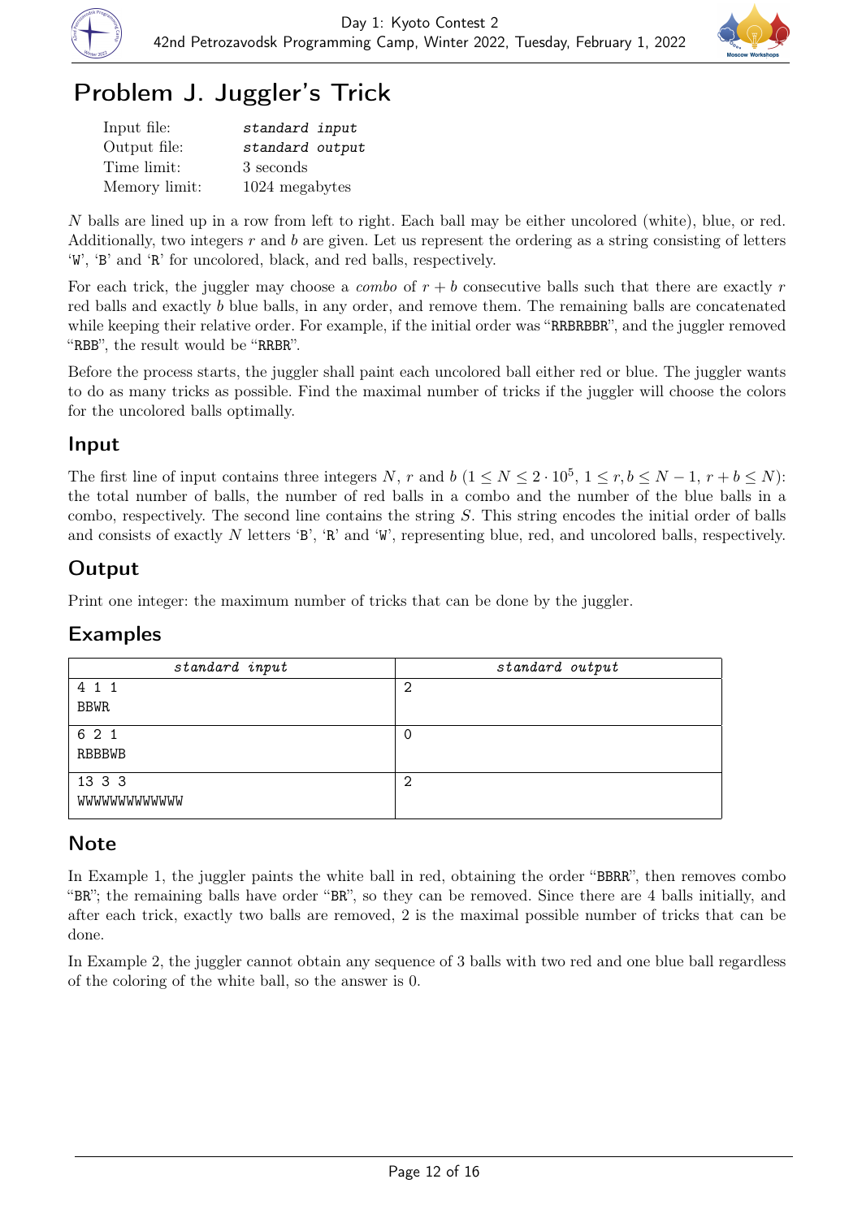# Problem J. Juggler's Trick

| | |
|---|---|
| Input file: | *standard input* |
| Output file: | *standard output* |
| Time limit: | 3 seconds |
| Memory limit: | 1024 megabytes |

$N$ balls are lined up in a row from left to right. Each ball may be either uncolored (white), blue, or red. Additionally, two integers $r$ and $b$ are given. Let us represent the ordering as a string consisting of letters 'W', 'B' and 'R' for uncolored, black, and red balls, respectively.

For each trick, the juggler may choose a *combo* of $r + b$ consecutive balls such that there are exactly $r$ red balls and exactly $b$ blue balls, in any order, and remove them. The remaining balls are concatenated while keeping their relative order. For example, if the initial order was "RRBRBBR", and the juggler removed "RBB", the result would be "RRBR".

Before the process starts, the juggler shall paint each uncolored ball either red or blue. The juggler wants to do as many tricks as possible. Find the maximal number of tricks if the juggler will choose the colors for the uncolored balls optimally.

## Input

The first line of input contains three integers $N$, $r$ and $b$ ($1 \le N \le 2 \cdot 10^5$, $1 \le r, b \le N - 1$, $r + b \le N$): the total number of balls, the number of red balls in a combo and the number of the blue balls in a combo, respectively. The second line contains the string $S$. This string encodes the initial order of balls and consists of exactly $N$ letters 'B', 'R' and 'W', representing blue, red, and uncolored balls, respectively.

## Output

Print one integer: the maximum number of tricks that can be done by the juggler.

## Examples

| standard input | standard output |
|---|---|
| 4 1 1<br>BBWR | 2 |
| 6 2 1<br>RBBBWB | 0 |
| 13 3 3<br>WWWWWWWWWWWWW | 2 |

## Note

In Example 1, the juggler paints the white ball in red, obtaining the order "BBRR", then removes combo "BR"; the remaining balls have order "BR", so they can be removed. Since there are 4 balls initially, and after each trick, exactly two balls are removed, 2 is the maximal possible number of tricks that can be done.

In Example 2, the juggler cannot obtain any sequence of 3 balls with two red and one blue ball regardless of the coloring of the white ball, so the answer is 0.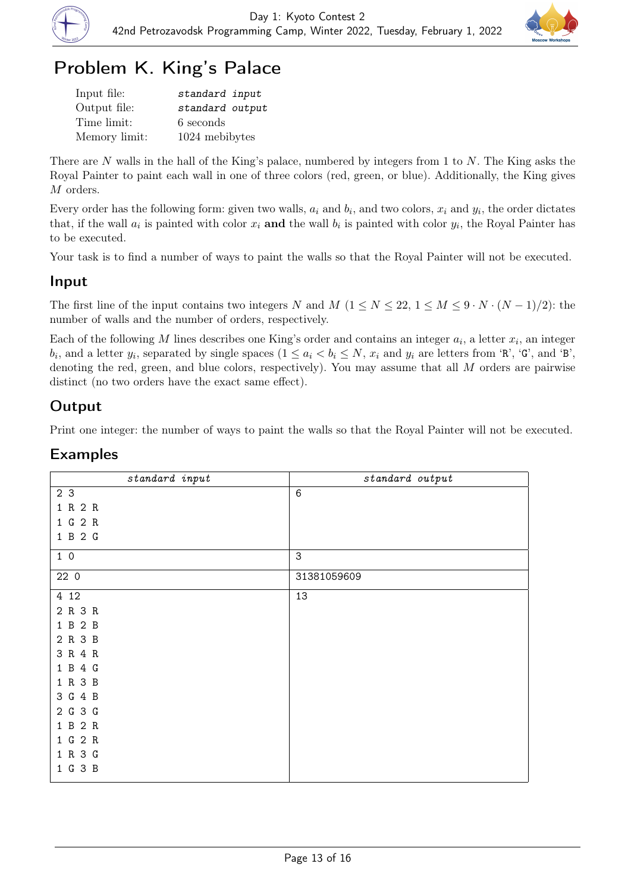# Problem K. King's Palace

| | |
|---|---|
| Input file: | *standard input* |
| Output file: | *standard output* |
| Time limit: | 6 seconds |
| Memory limit: | 1024 mebibytes |

There are $N$ walls in the hall of the King's palace, numbered by integers from 1 to $N$. The King asks the Royal Painter to paint each wall in one of three colors (red, green, or blue). Additionally, the King gives $M$ orders.

Every order has the following form: given two walls, $a_i$ and $b_i$, and two colors, $x_i$ and $y_i$, the order dictates that, if the wall $a_i$ is painted with color $x_i$ **and** the wall $b_i$ is painted with color $y_i$, the Royal Painter has to be executed.

Your task is to find a number of ways to paint the walls so that the Royal Painter will not be executed.

## Input

The first line of the input contains two integers $N$ and $M$ ($1 \le N \le 22$, $1 \le M \le 9 \cdot N \cdot (N-1)/2$): the number of walls and the number of orders, respectively.

Each of the following $M$ lines describes one King's order and contains an integer $a_i$, a letter $x_i$, an integer $b_i$, and a letter $y_i$, separated by single spaces ($1 \le a_i < b_i \le N$, $x_i$ and $y_i$ are letters from 'R', 'G', and 'B', denoting the red, green, and blue colors, respectively). You may assume that all $M$ orders are pairwise distinct (no two orders have the exact same effect).

## Output

Print one integer: the number of ways to paint the walls so that the Royal Painter will not be executed.

## Examples

| standard input | standard output |
|---|---|
| 2 3<br>1 R 2 R<br>1 G 2 R<br>1 B 2 G | 6 |
| 1 0 | 3 |
| 22 0 | 31381059609 |
| 4 12<br>2 R 3 R<br>1 B 2 B<br>2 R 3 B<br>3 R 4 R<br>1 B 4 G<br>1 R 3 B<br>3 G 4 B<br>2 G 3 G<br>1 B 2 R<br>1 G 2 R<br>1 R 3 G<br>1 G 3 B | 13 |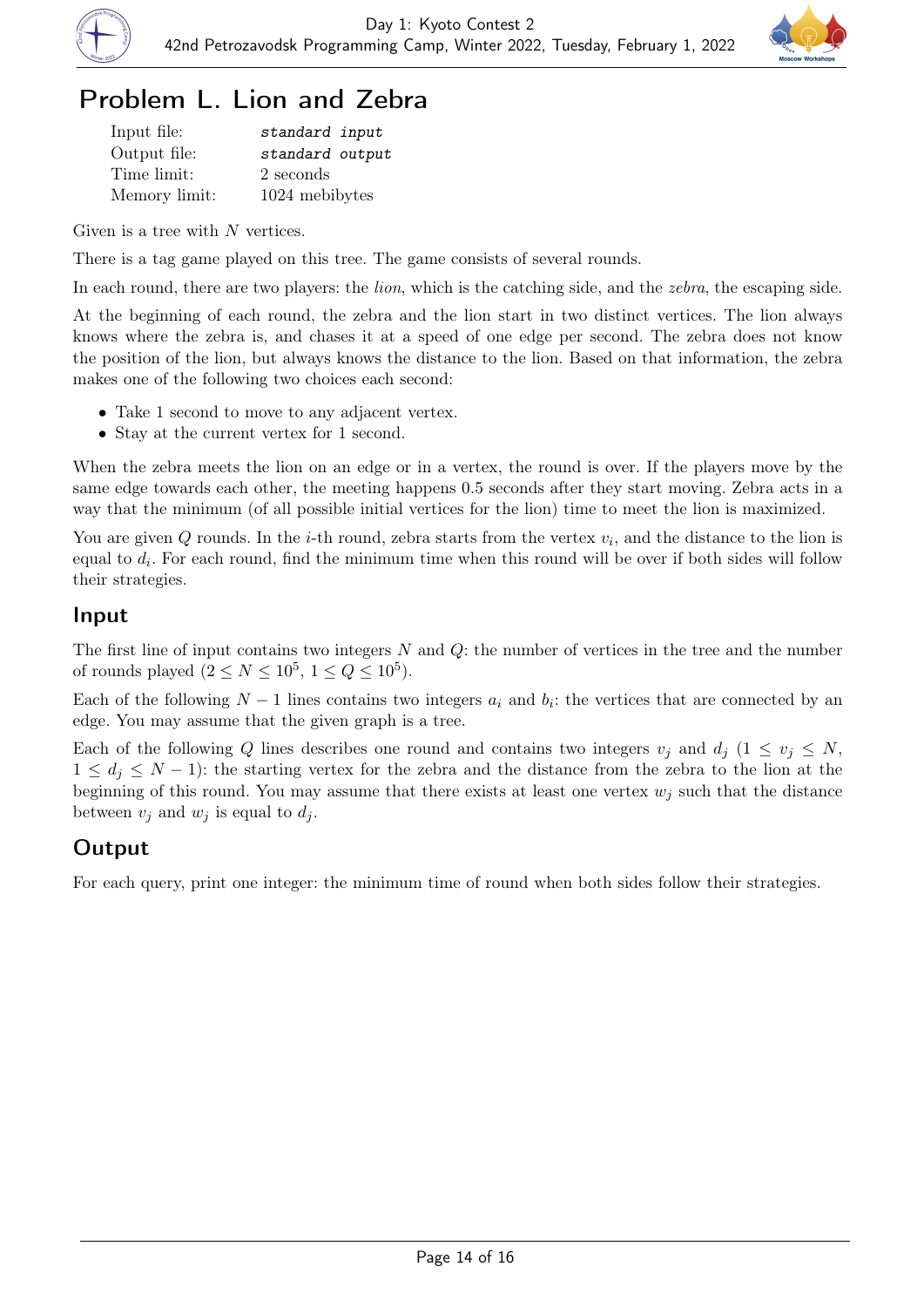# Problem L. Lion and Zebra

| | |
|---|---|
| Input file: | *standard input* |
| Output file: | *standard output* |
| Time limit: | 2 seconds |
| Memory limit: | 1024 mebibytes |

Given is a tree with $N$ vertices.

There is a tag game played on this tree. The game consists of several rounds.

In each round, there are two players: the *lion*, which is the catching side, and the *zebra*, the escaping side.

At the beginning of each round, the zebra and the lion start in two distinct vertices. The lion always knows where the zebra is, and chases it at a speed of one edge per second. The zebra does not know the position of the lion, but always knows the distance to the lion. Based on that information, the zebra makes one of the following two choices each second:

- Take 1 second to move to any adjacent vertex.
- Stay at the current vertex for 1 second.

When the zebra meets the lion on an edge or in a vertex, the round is over. If the players move by the same edge towards each other, the meeting happens 0.5 seconds after they start moving. Zebra acts in a way that the minimum (of all possible initial vertices for the lion) time to meet the lion is maximized.

You are given $Q$ rounds. In the $i$-th round, zebra starts from the vertex $v_i$, and the distance to the lion is equal to $d_i$. For each round, find the minimum time when this round will be over if both sides will follow their strategies.

## Input

The first line of input contains two integers $N$ and $Q$: the number of vertices in the tree and the number of rounds played ($2 \le N \le 10^5$, $1 \le Q \le 10^5$).

Each of the following $N-1$ lines contains two integers $a_i$ and $b_i$: the vertices that are connected by an edge. You may assume that the given graph is a tree.

Each of the following $Q$ lines describes one round and contains two integers $v_j$ and $d_j$ ($1 \le v_j \le N$, $1 \le d_j \le N-1$): the starting vertex for the zebra and the distance from the zebra to the lion at the beginning of this round. You may assume that there exists at least one vertex $w_j$ such that the distance between $v_j$ and $w_j$ is equal to $d_j$.

## Output

For each query, print one integer: the minimum time of round when both sides follow their strategies.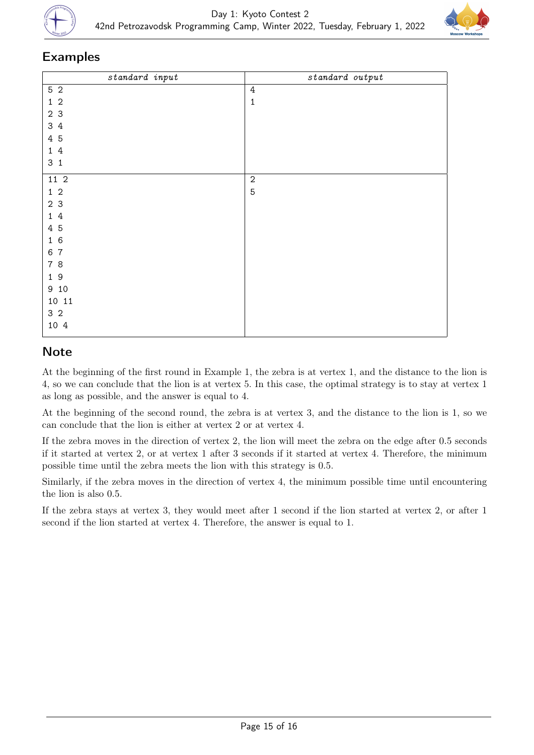## Examples

| standard input | standard output |
|---|---|
| 5 2<br>1 2<br>2 3<br>3 4<br>4 5<br>1 4<br>3 1 | 4<br>1 |
| 11 2<br>1 2<br>2 3<br>1 4<br>4 5<br>1 6<br>6 7<br>7 8<br>1 9<br>9 10<br>10 11<br>3 2<br>10 4 | 2<br>5 |

## Note

At the beginning of the first round in Example 1, the zebra is at vertex 1, and the distance to the lion is 4, so we can conclude that the lion is at vertex 5. In this case, the optimal strategy is to stay at vertex 1 as long as possible, and the answer is equal to 4.

At the beginning of the second round, the zebra is at vertex 3, and the distance to the lion is 1, so we can conclude that the lion is either at vertex 2 or at vertex 4.

If the zebra moves in the direction of vertex 2, the lion will meet the zebra on the edge after 0.5 seconds if it started at vertex 2, or at vertex 1 after 3 seconds if it started at vertex 4. Therefore, the minimum possible time until the zebra meets the lion with this strategy is 0.5.

Similarly, if the zebra moves in the direction of vertex 4, the minimum possible time until encountering the lion is also 0.5.

If the zebra stays at vertex 3, they would meet after 1 second if the lion started at vertex 2, or after 1 second if the lion started at vertex 4. Therefore, the answer is equal to 1.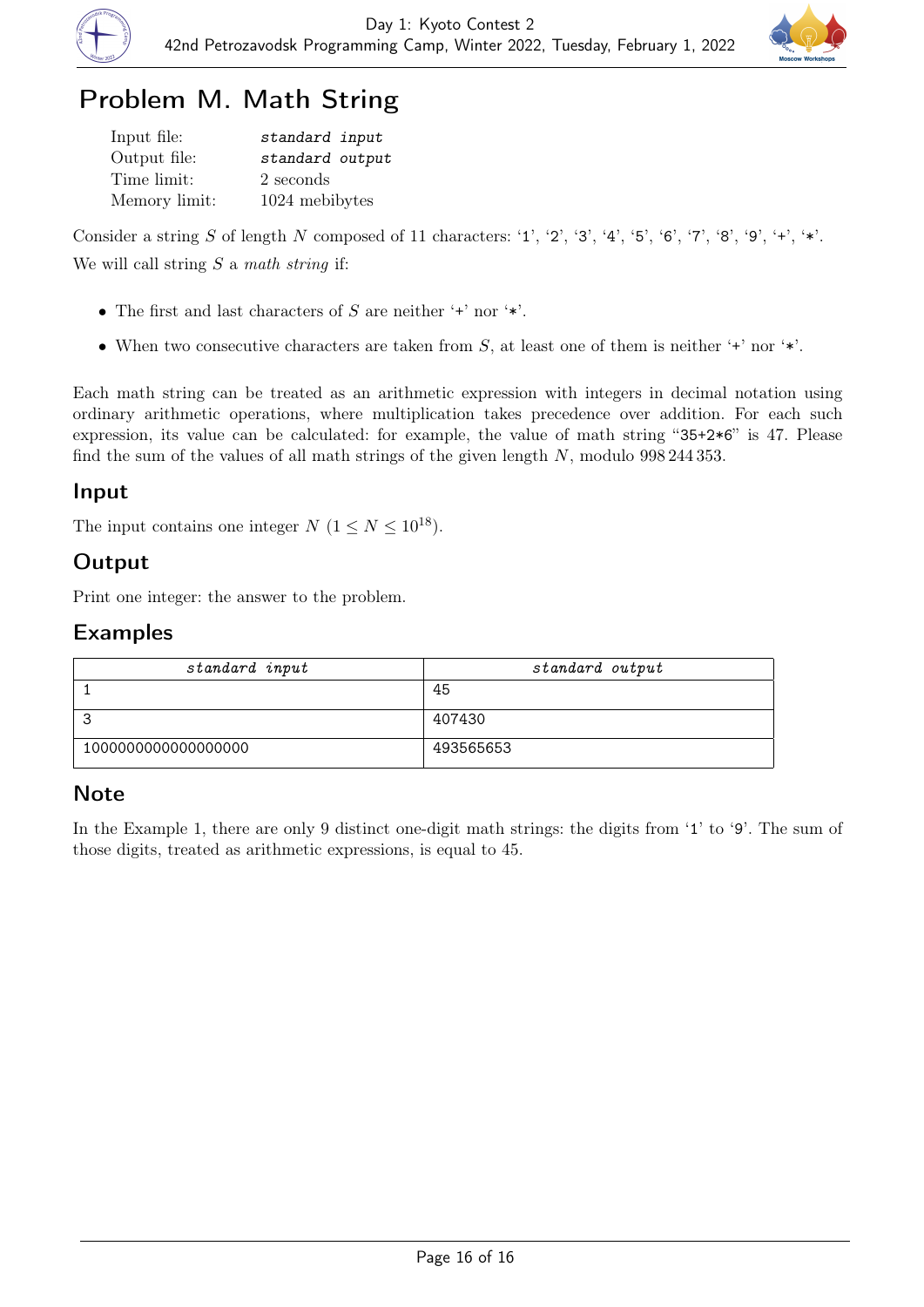# Problem M. Math String

| | |
|---|---|
| Input file: | *standard input* |
| Output file: | *standard output* |
| Time limit: | 2 seconds |
| Memory limit: | 1024 mebibytes |

Consider a string $S$ of length $N$ composed of 11 characters: '1', '2', '3', '4', '5', '6', '7', '8', '9', '+', '*'. We will call string $S$ a *math string* if:

- The first and last characters of $S$ are neither '+' nor '*'.
- When two consecutive characters are taken from $S$, at least one of them is neither '+' nor '*'.

Each math string can be treated as an arithmetic expression with integers in decimal notation using ordinary arithmetic operations, where multiplication takes precedence over addition. For each such expression, its value can be calculated: for example, the value of math string "35+2*6" is 47. Please find the sum of the values of all math strings of the given length $N$, modulo 998 244 353.

## Input

The input contains one integer $N$ ($1 \le N \le 10^{18}$).

## Output

Print one integer: the answer to the problem.

## Examples

| standard input | standard output |
|---|---|
| 1 | 45 |
| 3 | 407430 |
| 1000000000000000000 | 493565653 |

## Note

In the Example 1, there are only 9 distinct one-digit math strings: the digits from '1' to '9'. The sum of those digits, treated as arithmetic expressions, is equal to 45.